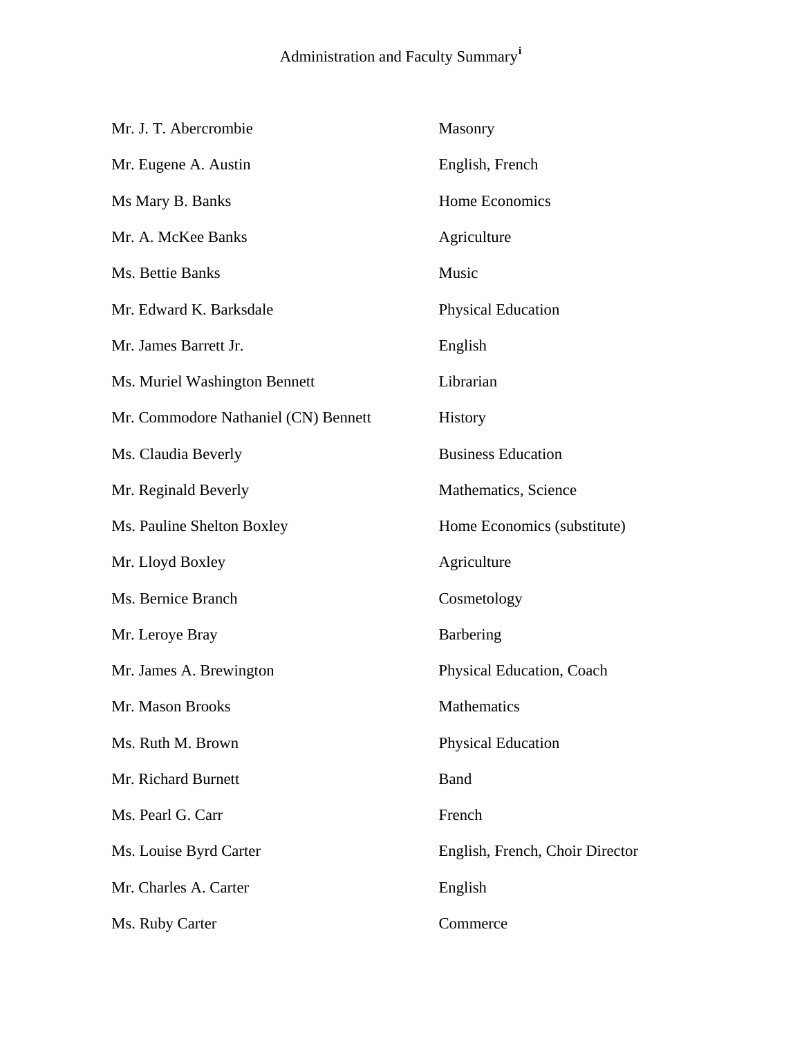# Administration and Faculty Summary[i]

| Name | Subject |
| --- | --- |
| Mr. J. T. Abercrombie | Masonry |
| Mr. Eugene A. Austin | English, French |
| Ms Mary B. Banks | Home Economics |
| Mr. A. McKee Banks | Agriculture |
| Ms. Bettie Banks | Music |
| Mr. Edward K. Barksdale | Physical Education |
| Mr. James Barrett Jr. | English |
| Ms. Muriel Washington Bennett | Librarian |
| Mr. Commodore Nathaniel (CN) Bennett | History |
| Ms. Claudia Beverly | Business Education |
| Mr. Reginald Beverly | Mathematics, Science |
| Ms. Pauline Shelton Boxley | Home Economics (substitute) |
| Mr. Lloyd Boxley | Agriculture |
| Ms. Bernice Branch | Cosmetology |
| Mr. Leroye Bray | Barbering |
| Mr. James A. Brewington | Physical Education, Coach |
| Mr. Mason Brooks | Mathematics |
| Ms. Ruth M. Brown | Physical Education |
| Mr. Richard Burnett | Band |
| Ms. Pearl G. Carr | French |
| Ms. Louise Byrd Carter | English, French, Choir Director |
| Mr. Charles A. Carter | English |
| Ms. Ruby Carter | Commerce |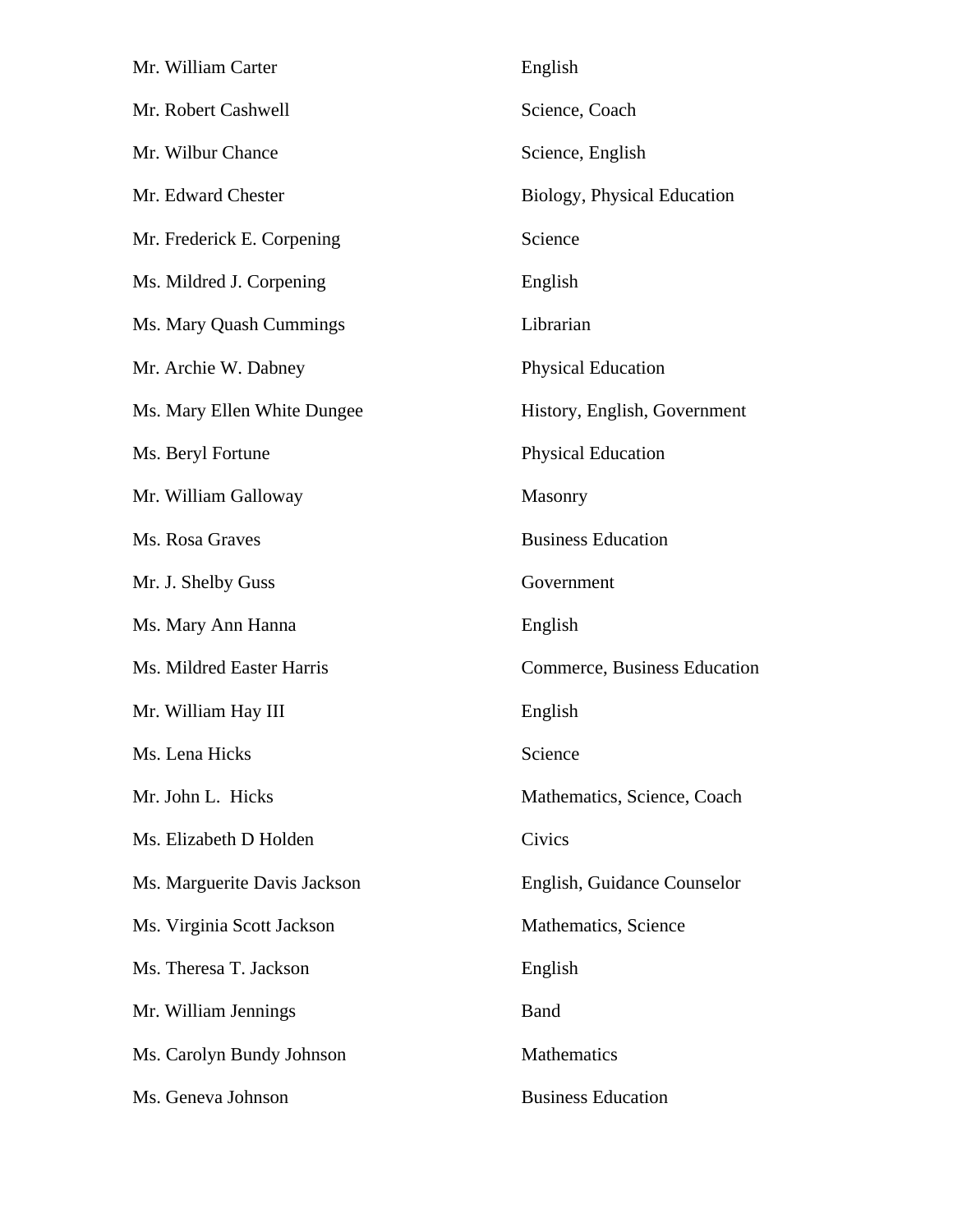| | |
|---|---|
| Mr. William Carter | English |
| Mr. Robert Cashwell | Science, Coach |
| Mr. Wilbur Chance | Science, English |
| Mr. Edward Chester | Biology, Physical Education |
| Mr. Frederick E. Corpening | Science |
| Ms. Mildred J. Corpening | English |
| Ms. Mary Quash Cummings | Librarian |
| Mr. Archie W. Dabney | Physical Education |
| Ms. Mary Ellen White Dungee | History, English, Government |
| Ms. Beryl Fortune | Physical Education |
| Mr. William Galloway | Masonry |
| Ms. Rosa Graves | Business Education |
| Mr. J. Shelby Guss | Government |
| Ms. Mary Ann Hanna | English |
| Ms. Mildred Easter Harris | Commerce, Business Education |
| Mr. William Hay III | English |
| Ms. Lena Hicks | Science |
| Mr. John L. Hicks | Mathematics, Science, Coach |
| Ms. Elizabeth D Holden | Civics |
| Ms. Marguerite Davis Jackson | English, Guidance Counselor |
| Ms. Virginia Scott Jackson | Mathematics, Science |
| Ms. Theresa T. Jackson | English |
| Mr. William Jennings | Band |
| Ms. Carolyn Bundy Johnson | Mathematics |
| Ms. Geneva Johnson | Business Education |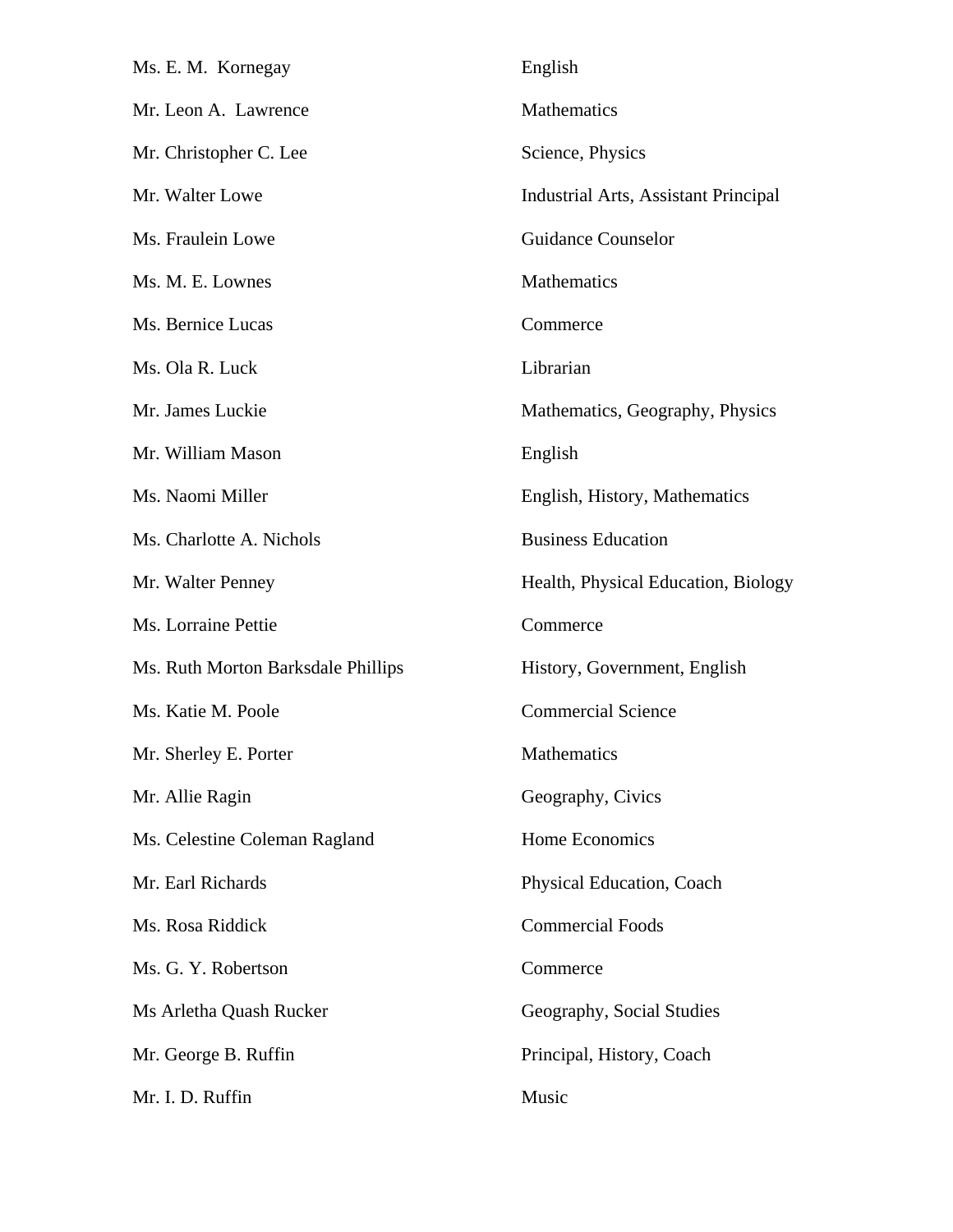| | |
|---|---|
| Ms. E. M. Kornegay | English |
| Mr. Leon A. Lawrence | Mathematics |
| Mr. Christopher C. Lee | Science, Physics |
| Mr. Walter Lowe | Industrial Arts, Assistant Principal |
| Ms. Fraulein Lowe | Guidance Counselor |
| Ms. M. E. Lownes | Mathematics |
| Ms. Bernice Lucas | Commerce |
| Ms. Ola R. Luck | Librarian |
| Mr. James Luckie | Mathematics, Geography, Physics |
| Mr. William Mason | English |
| Ms. Naomi Miller | English, History, Mathematics |
| Ms. Charlotte A. Nichols | Business Education |
| Mr. Walter Penney | Health, Physical Education, Biology |
| Ms. Lorraine Pettie | Commerce |
| Ms. Ruth Morton Barksdale Phillips | History, Government, English |
| Ms. Katie M. Poole | Commercial Science |
| Mr. Sherley E. Porter | Mathematics |
| Mr. Allie Ragin | Geography, Civics |
| Ms. Celestine Coleman Ragland | Home Economics |
| Mr. Earl Richards | Physical Education, Coach |
| Ms. Rosa Riddick | Commercial Foods |
| Ms. G. Y. Robertson | Commerce |
| Ms Arletha Quash Rucker | Geography, Social Studies |
| Mr. George B. Ruffin | Principal, History, Coach |
| Mr. I. D. Ruffin | Music |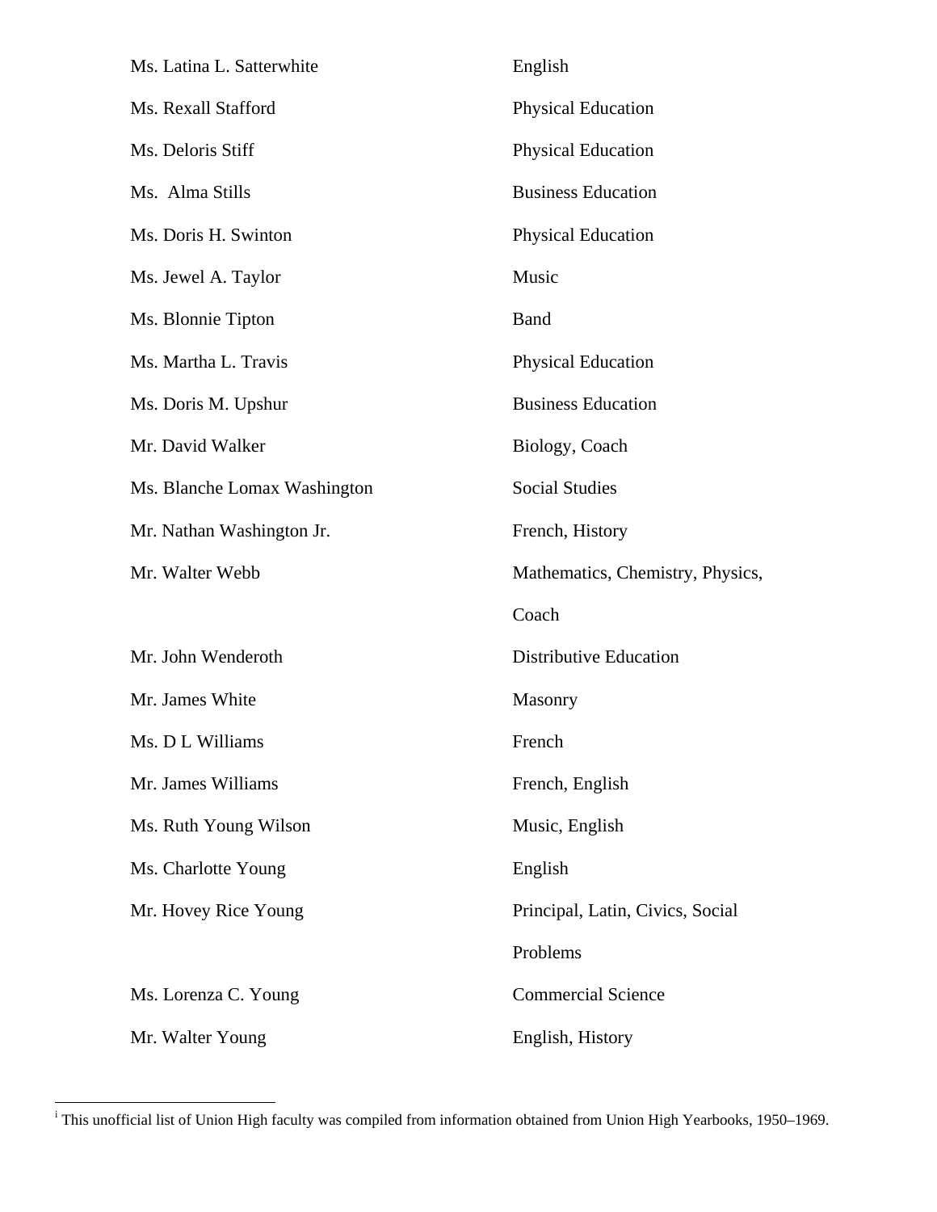| | |
|---|---|
| Ms. Latina L. Satterwhite | English |
| Ms. Rexall Stafford | Physical Education |
| Ms. Deloris Stiff | Physical Education |
| Ms. Alma Stills | Business Education |
| Ms. Doris H. Swinton | Physical Education |
| Ms. Jewel A. Taylor | Music |
| Ms. Blonnie Tipton | Band |
| Ms. Martha L. Travis | Physical Education |
| Ms. Doris M. Upshur | Business Education |
| Mr. David Walker | Biology, Coach |
| Ms. Blanche Lomax Washington | Social Studies |
| Mr. Nathan Washington Jr. | French, History |
| Mr. Walter Webb | Mathematics, Chemistry, Physics, Coach |
| Mr. John Wenderoth | Distributive Education |
| Mr. James White | Masonry |
| Ms. D L Williams | French |
| Mr. James Williams | French, English |
| Ms. Ruth Young Wilson | Music, English |
| Ms. Charlotte Young | English |
| Mr. Hovey Rice Young | Principal, Latin, Civics, Social Problems |
| Ms. Lorenza C. Young | Commercial Science |
| Mr. Walter Young | English, History |

---

[i] This unofficial list of Union High faculty was compiled from information obtained from Union High Yearbooks, 1950–1969.